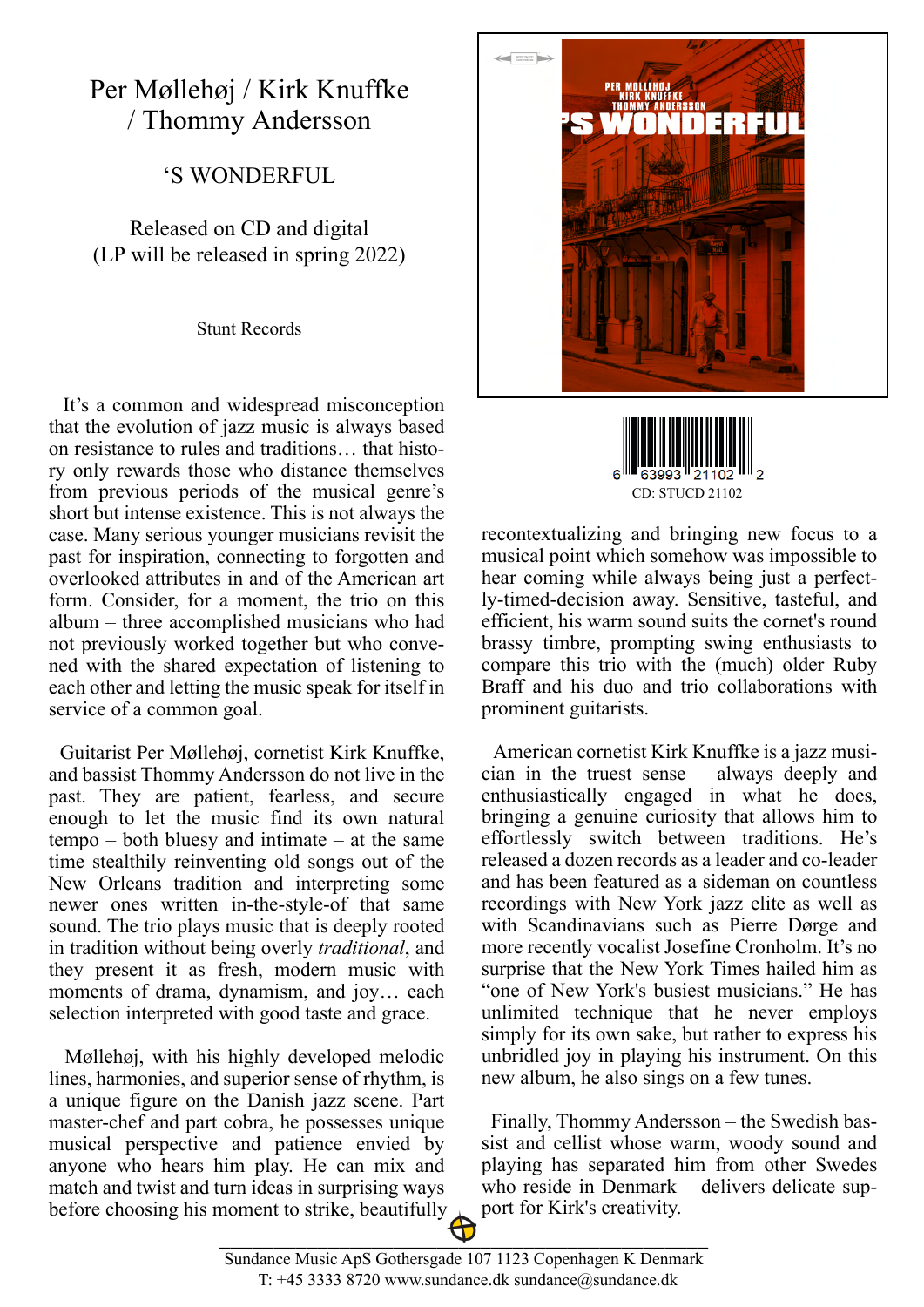# Per Møllehøj / Kirk Knuffke / Thommy Andersson

## ‘S WONDERFUL

Released on CD and digital
(LP will be released in spring 2022)

Stunt Records

6 63993 21102 2
CD: STUCD 21102

It’s a common and widespread misconception that the evolution of jazz music is always based on resistance to rules and traditions… that history only rewards those who distance themselves from previous periods of the musical genre’s short but intense existence. This is not always the case. Many serious younger musicians revisit the past for inspiration, connecting to forgotten and overlooked attributes in and of the American art form. Consider, for a moment, the trio on this album – three accomplished musicians who had not previously worked together but who convened with the shared expectation of listening to each other and letting the music speak for itself in service of a common goal.

Guitarist Per Møllehøj, cornetist Kirk Knuffke, and bassist Thommy Andersson do not live in the past. They are patient, fearless, and secure enough to let the music find its own natural tempo – both bluesy and intimate – at the same time stealthily reinventing old songs out of the New Orleans tradition and interpreting some newer ones written in-the-style-of that same sound. The trio plays music that is deeply rooted in tradition without being overly *traditional*, and they present it as fresh, modern music with moments of drama, dynamism, and joy… each selection interpreted with good taste and grace.

Møllehøj, with his highly developed melodic lines, harmonies, and superior sense of rhythm, is a unique figure on the Danish jazz scene. Part master-chef and part cobra, he possesses unique musical perspective and patience envied by anyone who hears him play. He can mix and match and twist and turn ideas in surprising ways before choosing his moment to strike, beautifully recontextualizing and bringing new focus to a musical point which somehow was impossible to hear coming while always being just a perfectly-timed-decision away. Sensitive, tasteful, and efficient, his warm sound suits the cornet's round brassy timbre, prompting swing enthusiasts to compare this trio with the (much) older Ruby Braff and his duo and trio collaborations with prominent guitarists.

American cornetist Kirk Knuffke is a jazz musician in the truest sense – always deeply and enthusiastically engaged in what he does, bringing a genuine curiosity that allows him to effortlessly switch between traditions. He’s released a dozen records as a leader and co-leader and has been featured as a sideman on countless recordings with New York jazz elite as well as with Scandinavians such as Pierre Dørge and more recently vocalist Josefine Cronholm. It’s no surprise that the New York Times hailed him as “one of New York's busiest musicians.” He has unlimited technique that he never employs simply for its own sake, but rather to express his unbridled joy in playing his instrument. On this new album, he also sings on a few tunes.

Finally, Thommy Andersson – the Swedish bassist and cellist whose warm, woody sound and playing has separated him from other Swedes who reside in Denmark – delivers delicate support for Kirk's creativity.

Sundance Music ApS Gothersgade 107 1123 Copenhagen K Denmark
T: +45 3333 8720 www.sundance.dk sundance@sundance.dk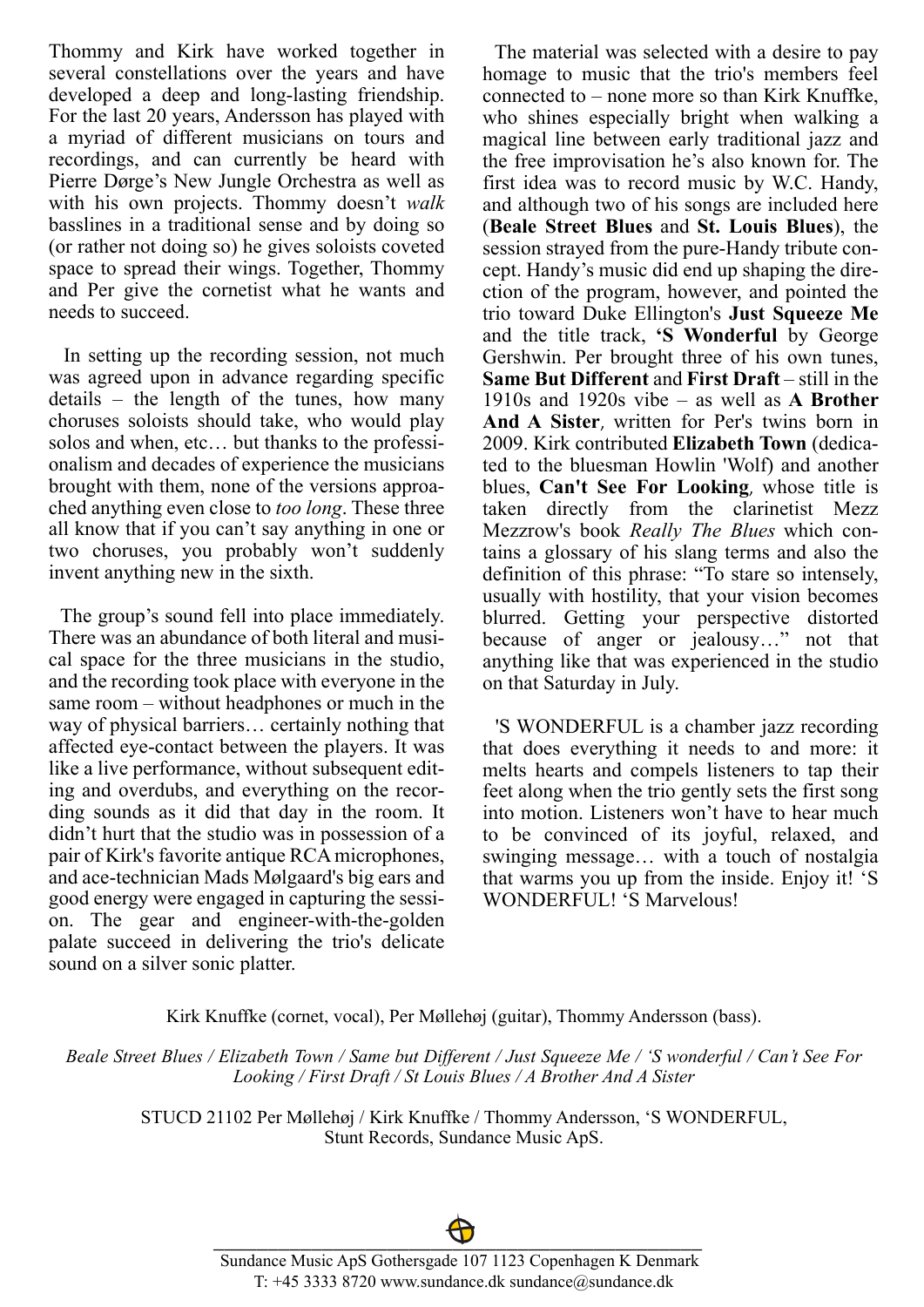Thommy and Kirk have worked together in several constellations over the years and have developed a deep and long-lasting friendship. For the last 20 years, Andersson has played with a myriad of different musicians on tours and recordings, and can currently be heard with Pierre Dørge's New Jungle Orchestra as well as with his own projects. Thommy doesn't *walk* basslines in a traditional sense and by doing so (or rather not doing so) he gives soloists coveted space to spread their wings. Together, Thommy and Per give the cornetist what he wants and needs to succeed.

In setting up the recording session, not much was agreed upon in advance regarding specific details – the length of the tunes, how many choruses soloists should take, who would play solos and when, etc… but thanks to the professionalism and decades of experience the musicians brought with them, none of the versions approached anything even close to *too long*. These three all know that if you can't say anything in one or two choruses, you probably won't suddenly invent anything new in the sixth.

The group's sound fell into place immediately. There was an abundance of both literal and musical space for the three musicians in the studio, and the recording took place with everyone in the same room – without headphones or much in the way of physical barriers… certainly nothing that affected eye-contact between the players. It was like a live performance, without subsequent editing and overdubs, and everything on the recording sounds as it did that day in the room. It didn't hurt that the studio was in possession of a pair of Kirk's favorite antique RCA microphones, and ace-technician Mads Mølgaard's big ears and good energy were engaged in capturing the session. The gear and engineer-with-the-golden palate succeed in delivering the trio's delicate sound on a silver sonic platter.

The material was selected with a desire to pay homage to music that the trio's members feel connected to – none more so than Kirk Knuffke, who shines especially bright when walking a magical line between early traditional jazz and the free improvisation he's also known for. The first idea was to record music by W.C. Handy, and although two of his songs are included here (**Beale Street Blues** and **St. Louis Blues**), the session strayed from the pure-Handy tribute concept. Handy's music did end up shaping the direction of the program, however, and pointed the trio toward Duke Ellington's **Just Squeeze Me** and the title track, **'S Wonderful** by George Gershwin. Per brought three of his own tunes, **Same But Different** and **First Draft** – still in the 1910s and 1920s vibe – as well as **A Brother And A Sister**, written for Per's twins born in 2009. Kirk contributed **Elizabeth Town** (dedicated to the bluesman Howlin 'Wolf) and another blues, **Can't See For Looking**, whose title is taken directly from the clarinetist Mezz Mezzrow's book *Really The Blues* which contains a glossary of his slang terms and also the definition of this phrase: "To stare so intensely, usually with hostility, that your vision becomes blurred. Getting your perspective distorted because of anger or jealousy…" not that anything like that was experienced in the studio on that Saturday in July.

'S WONDERFUL is a chamber jazz recording that does everything it needs to and more: it melts hearts and compels listeners to tap their feet along when the trio gently sets the first song into motion. Listeners won't have to hear much to be convinced of its joyful, relaxed, and swinging message… with a touch of nostalgia that warms you up from the inside. Enjoy it! 'S WONDERFUL! 'S Marvelous!

Kirk Knuffke (cornet, vocal), Per Møllehøj (guitar), Thommy Andersson (bass).

*Beale Street Blues / Elizabeth Town / Same but Different / Just Squeeze Me / 'S wonderful / Can't See For Looking / First Draft / St Louis Blues / A Brother And A Sister*

STUCD 21102 Per Møllehøj / Kirk Knuffke / Thommy Andersson, 'S WONDERFUL, Stunt Records, Sundance Music ApS.

Sundance Music ApS Gothersgade 107 1123 Copenhagen K Denmark
T: +45 3333 8720 www.sundance.dk sundance@sundance.dk